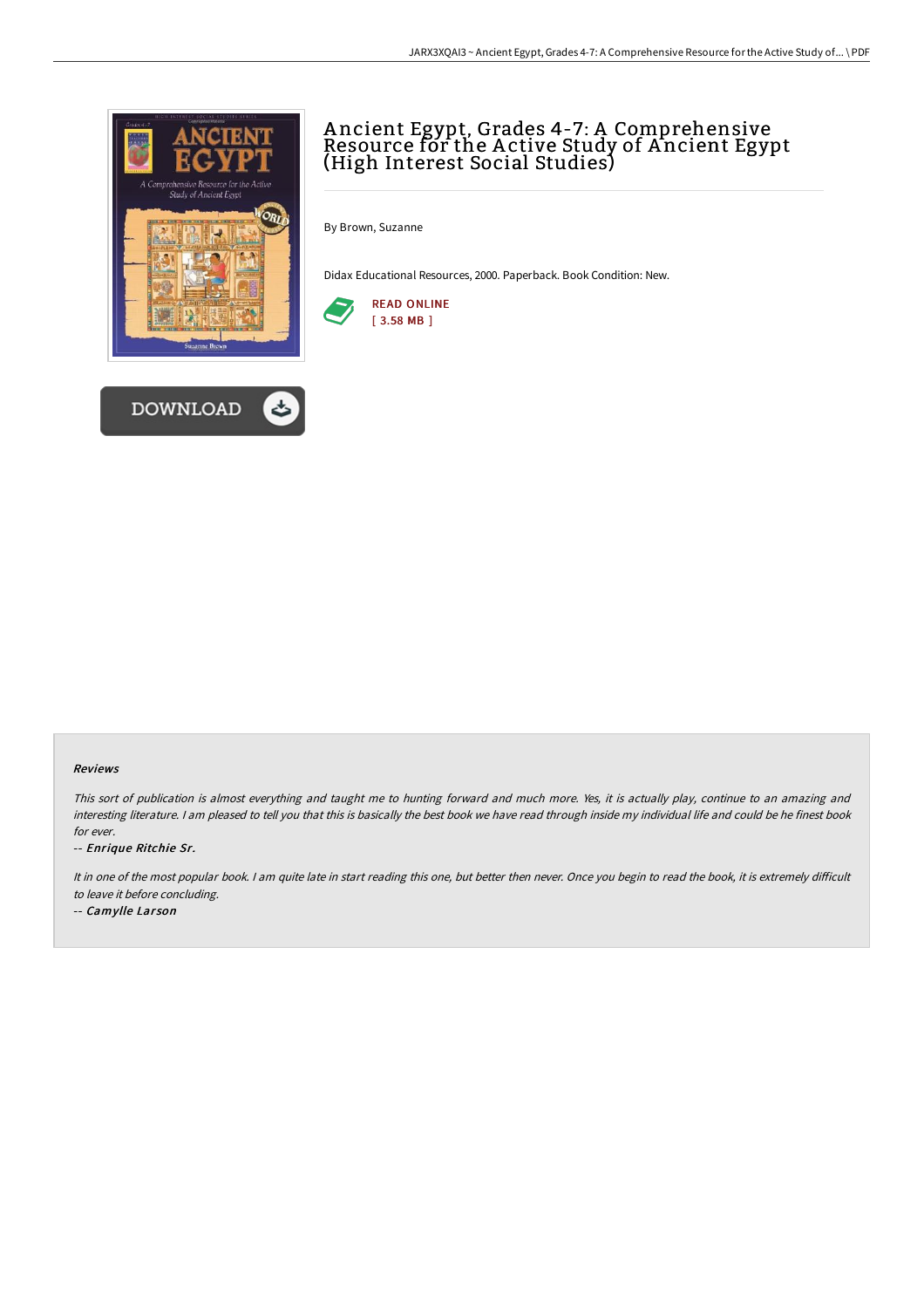# Ancient Egypt, Grades 4-7: A Comprehensive Resource for the Active Study of Ancient Egypt (High Interest Social Studies)

By Brown, Suzanne

Didax Educational Resources, 2000. Paperback. Book Condition: New.

READ ONLINE
[ 3.58 MB ]

DOWNLOAD

#### Reviews

*This sort of publication is almost everything and taught me to hunting forward and much more. Yes, it is actually play, continue to an amazing and interesting literature. I am pleased to tell you that this is basically the best book we have read through inside my individual life and could be he finest book for ever.*

-- ***Enrique Ritchie Sr.***

*It in one of the most popular book. I am quite late in start reading this one, but better then never. Once you begin to read the book, it is extremely difficult to leave it before concluding.*

-- ***Camylle Larson***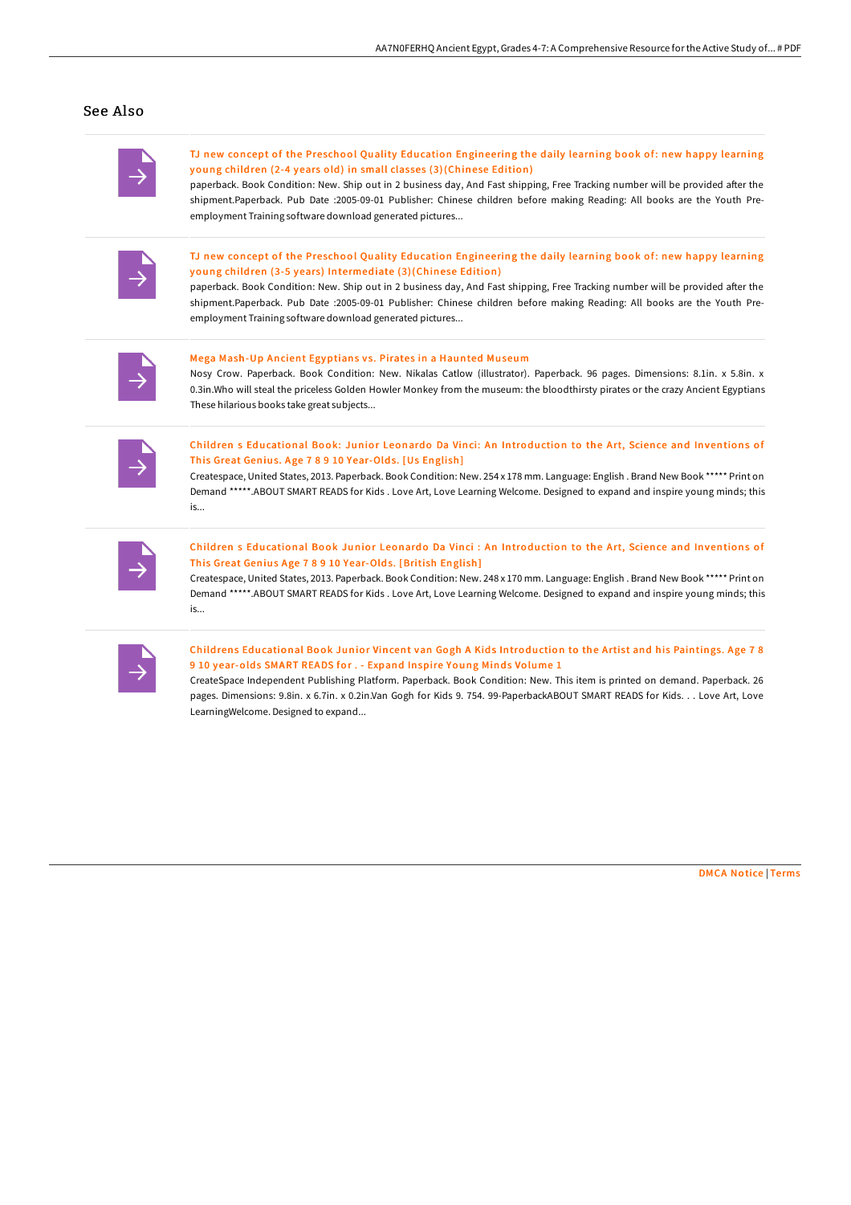## See Also

**TJ new concept of the Preschool Quality Education Engineering the daily learning book of: new happy learning young children (2-4 years old) in small classes (3)(Chinese Edition)**

paperback. Book Condition: New. Ship out in 2 business day, And Fast shipping, Free Tracking number will be provided after the shipment.Paperback. Pub Date :2005-09-01 Publisher: Chinese children before making Reading: All books are the Youth Pre-employment Training software download generated pictures...

**TJ new concept of the Preschool Quality Education Engineering the daily learning book of: new happy learning young children (3-5 years) Intermediate (3)(Chinese Edition)**

paperback. Book Condition: New. Ship out in 2 business day, And Fast shipping, Free Tracking number will be provided after the shipment.Paperback. Pub Date :2005-09-01 Publisher: Chinese children before making Reading: All books are the Youth Pre-employment Training software download generated pictures...

**Mega Mash-Up Ancient Egyptians vs. Pirates in a Haunted Museum**

Nosy Crow. Paperback. Book Condition: New. Nikalas Catlow (illustrator). Paperback. 96 pages. Dimensions: 8.1in. x 5.8in. x 0.3in.Who will steal the priceless Golden Howler Monkey from the museum: the bloodthirsty pirates or the crazy Ancient Egyptians These hilarious books take great subjects...

**Children s Educational Book: Junior Leonardo Da Vinci: An Introduction to the Art, Science and Inventions of This Great Genius. Age 7 8 9 10 Year-Olds. [Us English]**

Createspace, United States, 2013. Paperback. Book Condition: New. 254 x 178 mm. Language: English . Brand New Book ***** Print on Demand *****.ABOUT SMART READS for Kids . Love Art, Love Learning Welcome. Designed to expand and inspire young minds; this is...

**Children s Educational Book Junior Leonardo Da Vinci : An Introduction to the Art, Science and Inventions of This Great Genius Age 7 8 9 10 Year-Olds. [British English]**

Createspace, United States, 2013. Paperback. Book Condition: New. 248 x 170 mm. Language: English . Brand New Book ***** Print on Demand *****.ABOUT SMART READS for Kids . Love Art, Love Learning Welcome. Designed to expand and inspire young minds; this is...

**Childrens Educational Book Junior Vincent van Gogh A Kids Introduction to the Artist and his Paintings. Age 7 8 9 10 year-olds SMART READS for . - Expand Inspire Young Minds Volume 1**

CreateSpace Independent Publishing Platform. Paperback. Book Condition: New. This item is printed on demand. Paperback. 26 pages. Dimensions: 9.8in. x 6.7in. x 0.2in.Van Gogh for Kids 9. 754. 99-PaperbackABOUT SMART READS for Kids. . . Love Art, Love LearningWelcome. Designed to expand...

DMCA Notice | Terms